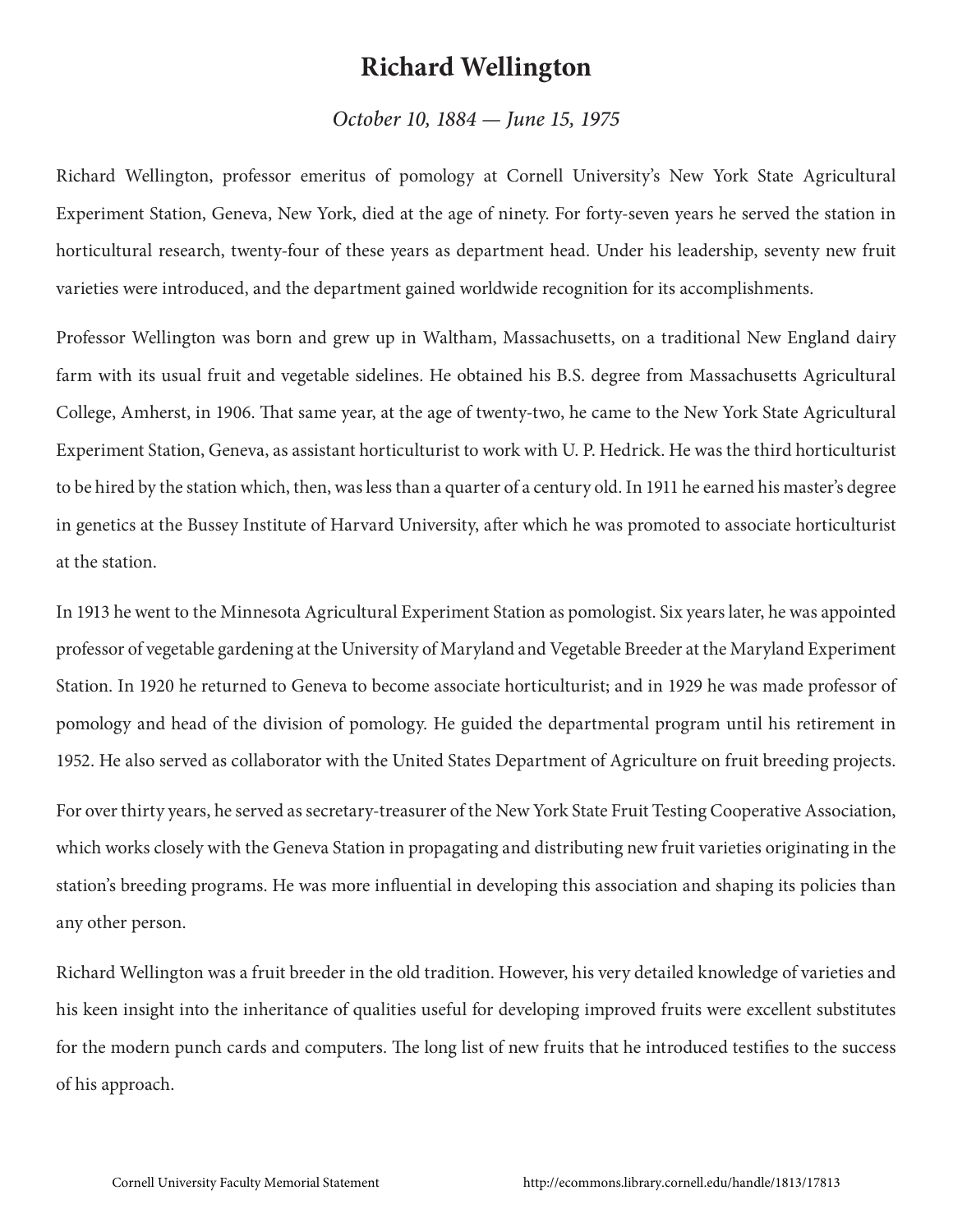# Richard Wellington

*October 10, 1884 — June 15, 1975*

Richard Wellington, professor emeritus of pomology at Cornell University's New York State Agricultural Experiment Station, Geneva, New York, died at the age of ninety. For forty-seven years he served the station in horticultural research, twenty-four of these years as department head. Under his leadership, seventy new fruit varieties were introduced, and the department gained worldwide recognition for its accomplishments.

Professor Wellington was born and grew up in Waltham, Massachusetts, on a traditional New England dairy farm with its usual fruit and vegetable sidelines. He obtained his B.S. degree from Massachusetts Agricultural College, Amherst, in 1906. That same year, at the age of twenty-two, he came to the New York State Agricultural Experiment Station, Geneva, as assistant horticulturist to work with U. P. Hedrick. He was the third horticulturist to be hired by the station which, then, was less than a quarter of a century old. In 1911 he earned his master's degree in genetics at the Bussey Institute of Harvard University, after which he was promoted to associate horticulturist at the station.

In 1913 he went to the Minnesota Agricultural Experiment Station as pomologist. Six years later, he was appointed professor of vegetable gardening at the University of Maryland and Vegetable Breeder at the Maryland Experiment Station. In 1920 he returned to Geneva to become associate horticulturist; and in 1929 he was made professor of pomology and head of the division of pomology. He guided the departmental program until his retirement in 1952. He also served as collaborator with the United States Department of Agriculture on fruit breeding projects.

For over thirty years, he served as secretary-treasurer of the New York State Fruit Testing Cooperative Association, which works closely with the Geneva Station in propagating and distributing new fruit varieties originating in the station's breeding programs. He was more influential in developing this association and shaping its policies than any other person.

Richard Wellington was a fruit breeder in the old tradition. However, his very detailed knowledge of varieties and his keen insight into the inheritance of qualities useful for developing improved fruits were excellent substitutes for the modern punch cards and computers. The long list of new fruits that he introduced testifies to the success of his approach.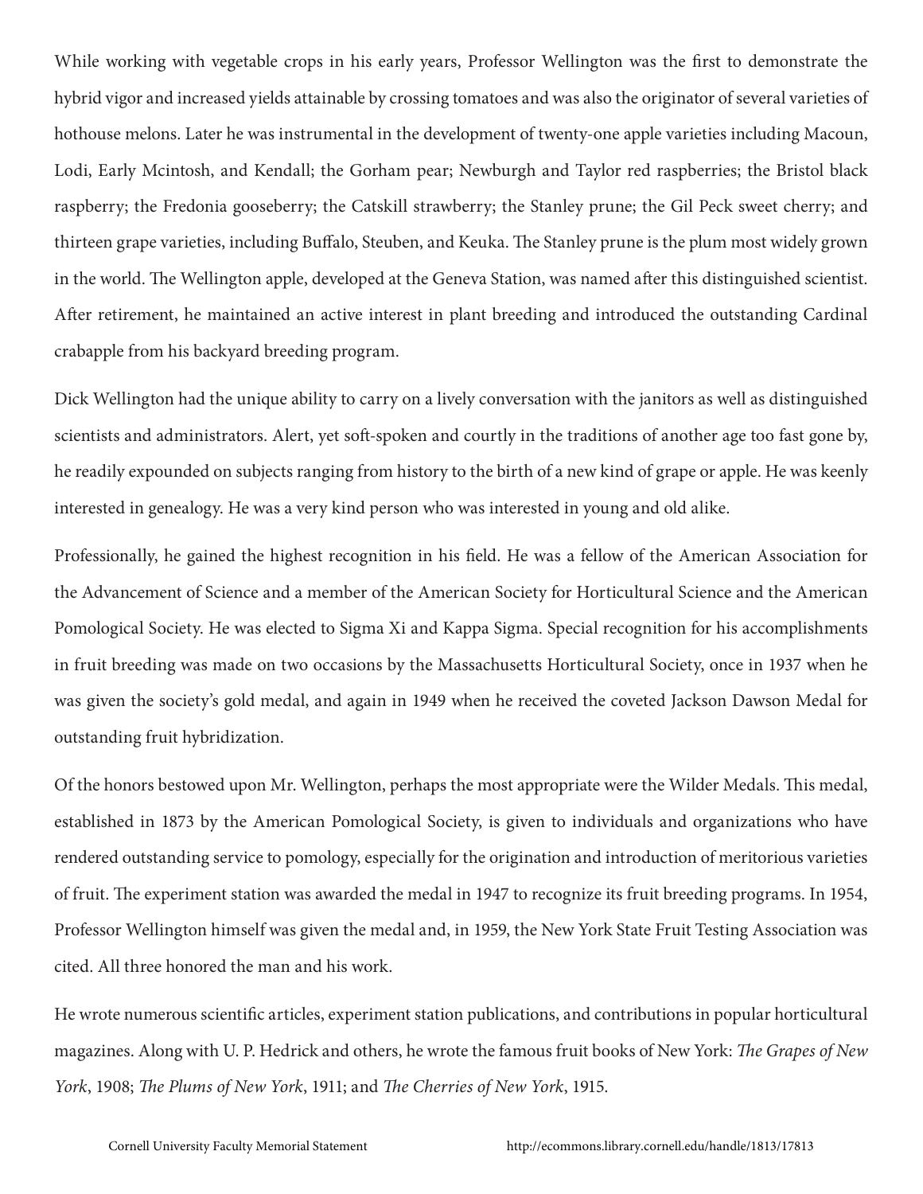While working with vegetable crops in his early years, Professor Wellington was the first to demonstrate the hybrid vigor and increased yields attainable by crossing tomatoes and was also the originator of several varieties of hothouse melons. Later he was instrumental in the development of twenty-one apple varieties including Macoun, Lodi, Early Mcintosh, and Kendall; the Gorham pear; Newburgh and Taylor red raspberries; the Bristol black raspberry; the Fredonia gooseberry; the Catskill strawberry; the Stanley prune; the Gil Peck sweet cherry; and thirteen grape varieties, including Buffalo, Steuben, and Keuka. The Stanley prune is the plum most widely grown in the world. The Wellington apple, developed at the Geneva Station, was named after this distinguished scientist. After retirement, he maintained an active interest in plant breeding and introduced the outstanding Cardinal crabapple from his backyard breeding program.

Dick Wellington had the unique ability to carry on a lively conversation with the janitors as well as distinguished scientists and administrators. Alert, yet soft-spoken and courtly in the traditions of another age too fast gone by, he readily expounded on subjects ranging from history to the birth of a new kind of grape or apple. He was keenly interested in genealogy. He was a very kind person who was interested in young and old alike.

Professionally, he gained the highest recognition in his field. He was a fellow of the American Association for the Advancement of Science and a member of the American Society for Horticultural Science and the American Pomological Society. He was elected to Sigma Xi and Kappa Sigma. Special recognition for his accomplishments in fruit breeding was made on two occasions by the Massachusetts Horticultural Society, once in 1937 when he was given the society's gold medal, and again in 1949 when he received the coveted Jackson Dawson Medal for outstanding fruit hybridization.

Of the honors bestowed upon Mr. Wellington, perhaps the most appropriate were the Wilder Medals. This medal, established in 1873 by the American Pomological Society, is given to individuals and organizations who have rendered outstanding service to pomology, especially for the origination and introduction of meritorious varieties of fruit. The experiment station was awarded the medal in 1947 to recognize its fruit breeding programs. In 1954, Professor Wellington himself was given the medal and, in 1959, the New York State Fruit Testing Association was cited. All three honored the man and his work.

He wrote numerous scientific articles, experiment station publications, and contributions in popular horticultural magazines. Along with U. P. Hedrick and others, he wrote the famous fruit books of New York: *The Grapes of New York*, 1908; *The Plums of New York*, 1911; and *The Cherries of New York*, 1915.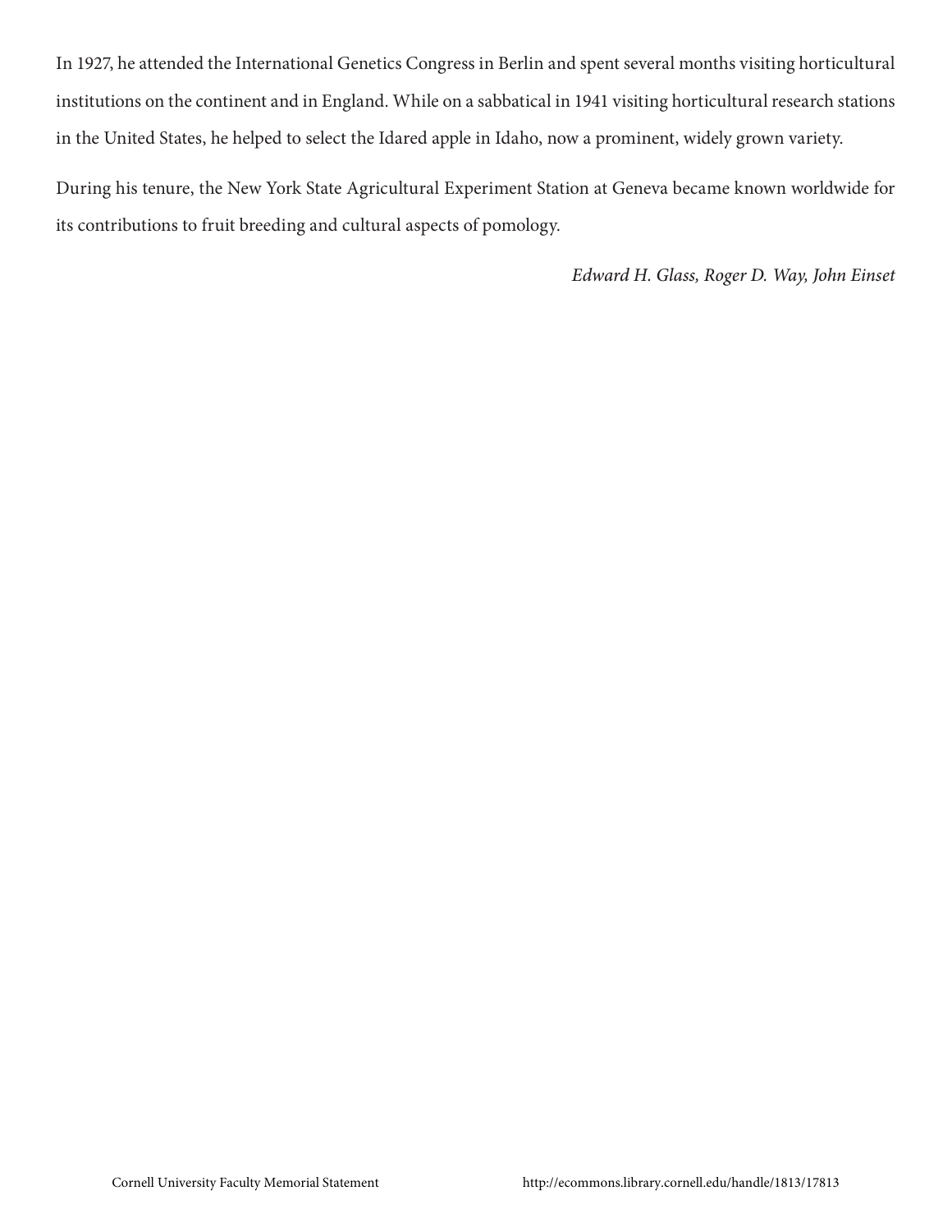In 1927, he attended the International Genetics Congress in Berlin and spent several months visiting horticultural institutions on the continent and in England. While on a sabbatical in 1941 visiting horticultural research stations in the United States, he helped to select the Idared apple in Idaho, now a prominent, widely grown variety.

During his tenure, the New York State Agricultural Experiment Station at Geneva became known worldwide for its contributions to fruit breeding and cultural aspects of pomology.

*Edward H. Glass, Roger D. Way, John Einset*